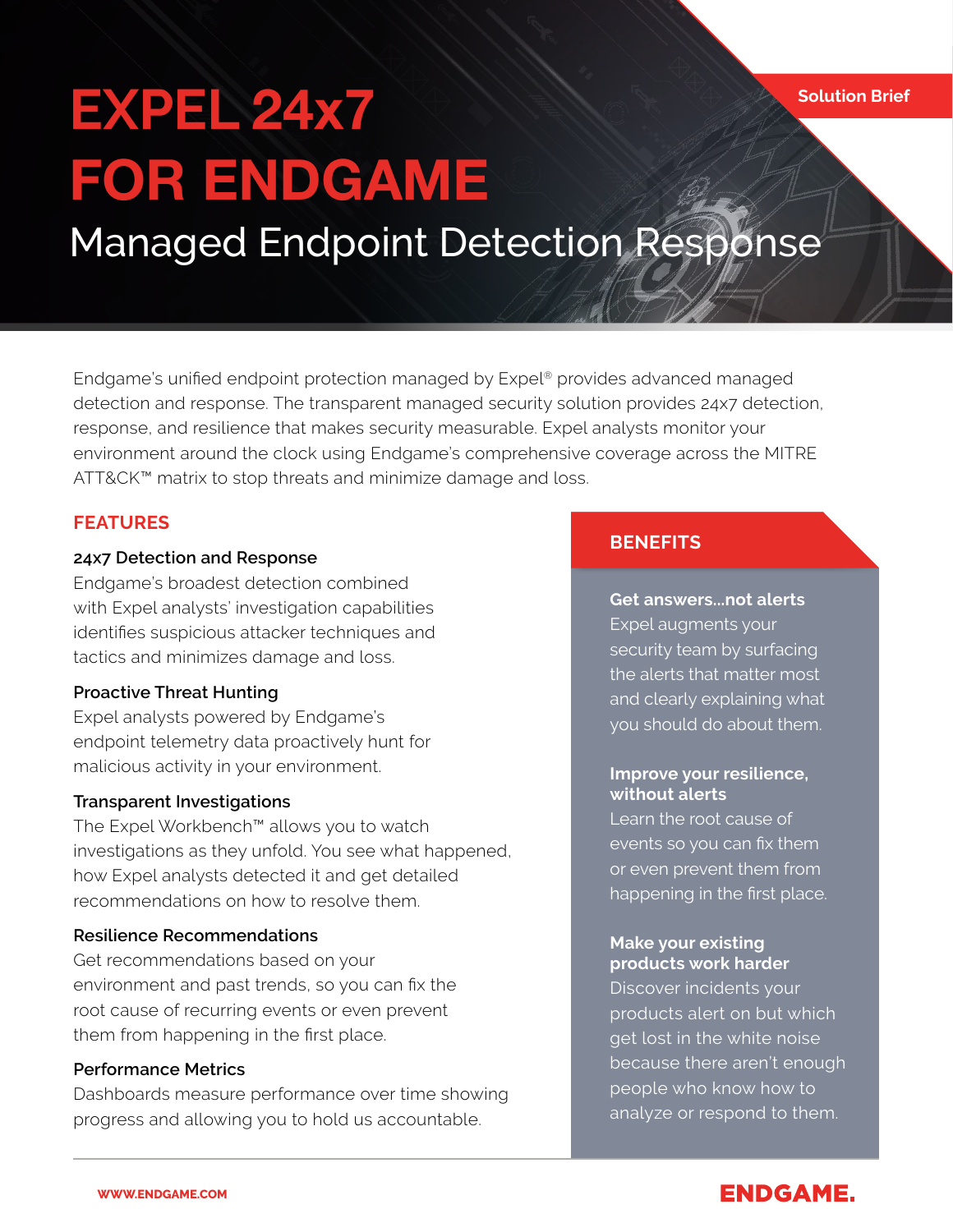Solution Brief

# EXPEL 24x7 FOR ENDGAME

## Managed Endpoint Detection Response

Endgame's unified endpoint protection managed by Expel® provides advanced managed detection and response. The transparent managed security solution provides 24x7 detection, response, and resilience that makes security measurable. Expel analysts monitor your environment around the clock using Endgame's comprehensive coverage across the MITRE ATT&CK™ matrix to stop threats and minimize damage and loss.

## FEATURES

### 24x7 Detection and Response

Endgame's broadest detection combined with Expel analysts' investigation capabilities identifies suspicious attacker techniques and tactics and minimizes damage and loss.

### Proactive Threat Hunting

Expel analysts powered by Endgame's endpoint telemetry data proactively hunt for malicious activity in your environment.

### Transparent Investigations

The Expel Workbench™ allows you to watch investigations as they unfold. You see what happened, how Expel analysts detected it and get detailed recommendations on how to resolve them.

### Resilience Recommendations

Get recommendations based on your environment and past trends, so you can fix the root cause of recurring events or even prevent them from happening in the first place.

### Performance Metrics

Dashboards measure performance over time showing progress and allowing you to hold us accountable.

## BENEFITS

**Get answers...not alerts**
Expel augments your security team by surfacing the alerts that matter most and clearly explaining what you should do about them.

**Improve your resilience, without alerts**
Learn the root cause of events so you can fix them or even prevent them from happening in the first place.

**Make your existing products work harder**
Discover incidents your products alert on but which get lost in the white noise because there aren't enough people who know how to analyze or respond to them.

WWW.ENDGAME.COM

ENDGAME.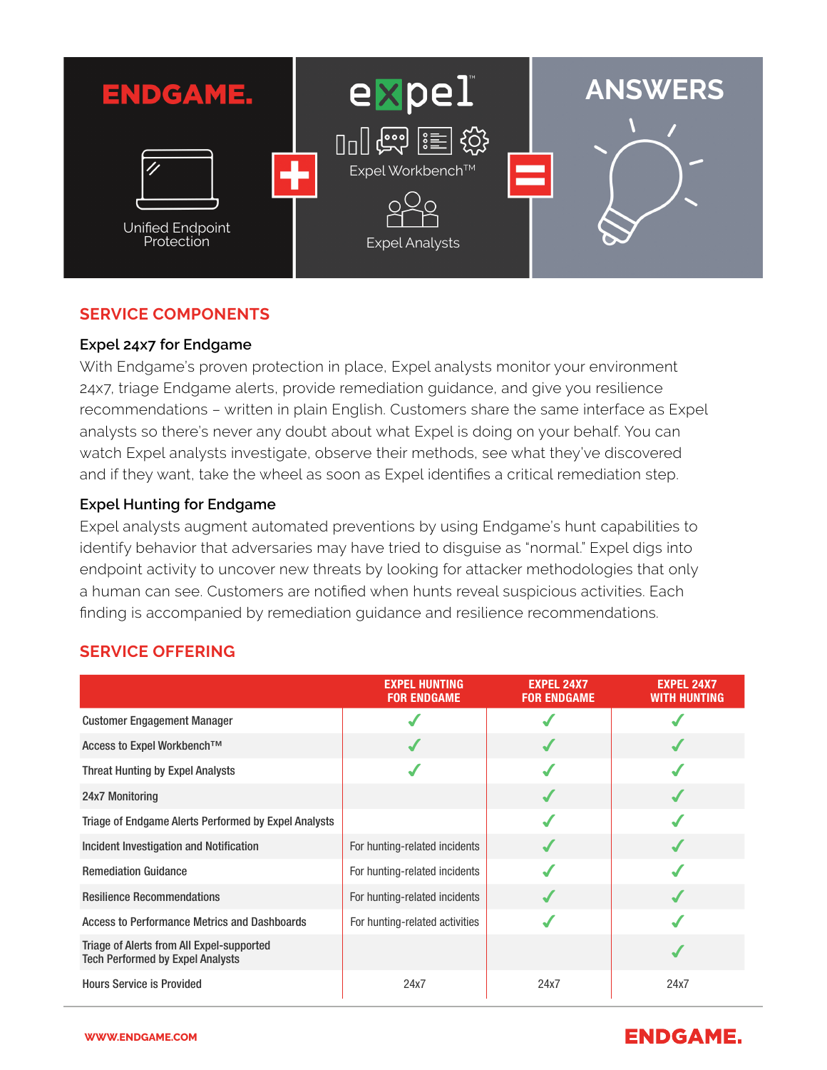ENDGAME. + expel™ (Expel Workbench™, Expel Analysts) = ANSWERS

Unified Endpoint Protection

## SERVICE COMPONENTS

### Expel 24x7 for Endgame

With Endgame's proven protection in place, Expel analysts monitor your environment 24x7, triage Endgame alerts, provide remediation guidance, and give you resilience recommendations – written in plain English. Customers share the same interface as Expel analysts so there's never any doubt about what Expel is doing on your behalf. You can watch Expel analysts investigate, observe their methods, see what they've discovered and if they want, take the wheel as soon as Expel identifies a critical remediation step.

### Expel Hunting for Endgame

Expel analysts augment automated preventions by using Endgame's hunt capabilities to identify behavior that adversaries may have tried to disguise as "normal." Expel digs into endpoint activity to uncover new threats by looking for attacker methodologies that only a human can see. Customers are notified when hunts reveal suspicious activities. Each finding is accompanied by remediation guidance and resilience recommendations.

## SERVICE OFFERING

| | EXPEL HUNTING FOR ENDGAME | EXPEL 24X7 FOR ENDGAME | EXPEL 24X7 WITH HUNTING |
|---|---|---|---|
| Customer Engagement Manager | ✓ | ✓ | ✓ |
| Access to Expel Workbench™ | ✓ | ✓ | ✓ |
| Threat Hunting by Expel Analysts | ✓ | ✓ | ✓ |
| 24x7 Monitoring | | ✓ | ✓ |
| Triage of Endgame Alerts Performed by Expel Analysts | | ✓ | ✓ |
| Incident Investigation and Notification | For hunting-related incidents | ✓ | ✓ |
| Remediation Guidance | For hunting-related incidents | ✓ | ✓ |
| Resilience Recommendations | For hunting-related incidents | ✓ | ✓ |
| Access to Performance Metrics and Dashboards | For hunting-related activities | ✓ | ✓ |
| Triage of Alerts from All Expel-supported Tech Performed by Expel Analysts | | | ✓ |
| Hours Service is Provided | 24x7 | 24x7 | 24x7 |

WWW.ENDGAME.COM

ENDGAME.